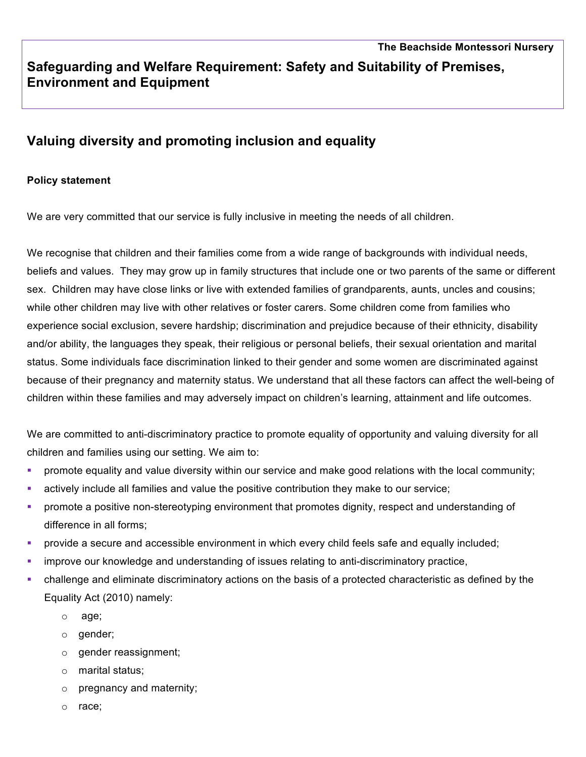**The Beachside Montessori Nursery**

## Safeguarding and Welfare Requirement: Safety and Suitability of Premises, Environment and Equipment

# Valuing diversity and promoting inclusion and equality

**Policy statement**

We are very committed that our service is fully inclusive in meeting the needs of all children.

We recognise that children and their families come from a wide range of backgrounds with individual needs, beliefs and values. They may grow up in family structures that include one or two parents of the same or different sex. Children may have close links or live with extended families of grandparents, aunts, uncles and cousins; while other children may live with other relatives or foster carers. Some children come from families who experience social exclusion, severe hardship; discrimination and prejudice because of their ethnicity, disability and/or ability, the languages they speak, their religious or personal beliefs, their sexual orientation and marital status. Some individuals face discrimination linked to their gender and some women are discriminated against because of their pregnancy and maternity status. We understand that all these factors can affect the well-being of children within these families and may adversely impact on children's learning, attainment and life outcomes.

We are committed to anti-discriminatory practice to promote equality of opportunity and valuing diversity for all children and families using our setting. We aim to:

- promote equality and value diversity within our service and make good relations with the local community;
- actively include all families and value the positive contribution they make to our service;
- promote a positive non-stereotyping environment that promotes dignity, respect and understanding of difference in all forms;
- provide a secure and accessible environment in which every child feels safe and equally included;
- improve our knowledge and understanding of issues relating to anti-discriminatory practice,
- challenge and eliminate discriminatory actions on the basis of a protected characteristic as defined by the Equality Act (2010) namely:
  - age;
  - gender;
  - gender reassignment;
  - marital status;
  - pregnancy and maternity;
  - race;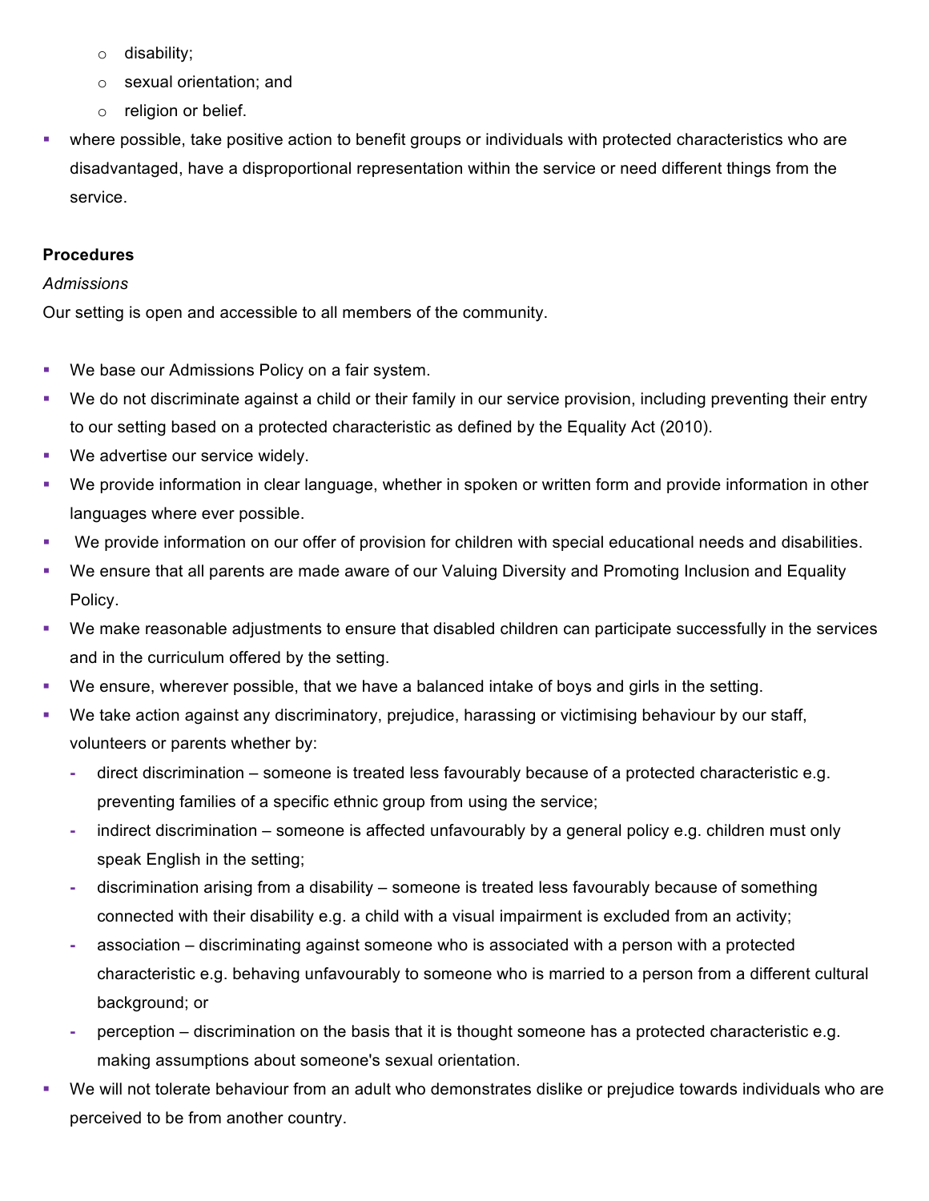- disability;
    - sexual orientation; and
    - religion or belief.
- where possible, take positive action to benefit groups or individuals with protected characteristics who are disadvantaged, have a disproportional representation within the service or need different things from the service.

**Procedures**

*Admissions*

Our setting is open and accessible to all members of the community.

- We base our Admissions Policy on a fair system.
- We do not discriminate against a child or their family in our service provision, including preventing their entry to our setting based on a protected characteristic as defined by the Equality Act (2010).
- We advertise our service widely.
- We provide information in clear language, whether in spoken or written form and provide information in other languages where ever possible.
- We provide information on our offer of provision for children with special educational needs and disabilities.
- We ensure that all parents are made aware of our Valuing Diversity and Promoting Inclusion and Equality Policy.
- We make reasonable adjustments to ensure that disabled children can participate successfully in the services and in the curriculum offered by the setting.
- We ensure, wherever possible, that we have a balanced intake of boys and girls in the setting.
- We take action against any discriminatory, prejudice, harassing or victimising behaviour by our staff, volunteers or parents whether by:
    - direct discrimination – someone is treated less favourably because of a protected characteristic e.g. preventing families of a specific ethnic group from using the service;
    - indirect discrimination – someone is affected unfavourably by a general policy e.g. children must only speak English in the setting;
    - discrimination arising from a disability – someone is treated less favourably because of something connected with their disability e.g. a child with a visual impairment is excluded from an activity;
    - association – discriminating against someone who is associated with a person with a protected characteristic e.g. behaving unfavourably to someone who is married to a person from a different cultural background; or
    - perception – discrimination on the basis that it is thought someone has a protected characteristic e.g. making assumptions about someone's sexual orientation.
- We will not tolerate behaviour from an adult who demonstrates dislike or prejudice towards individuals who are perceived to be from another country.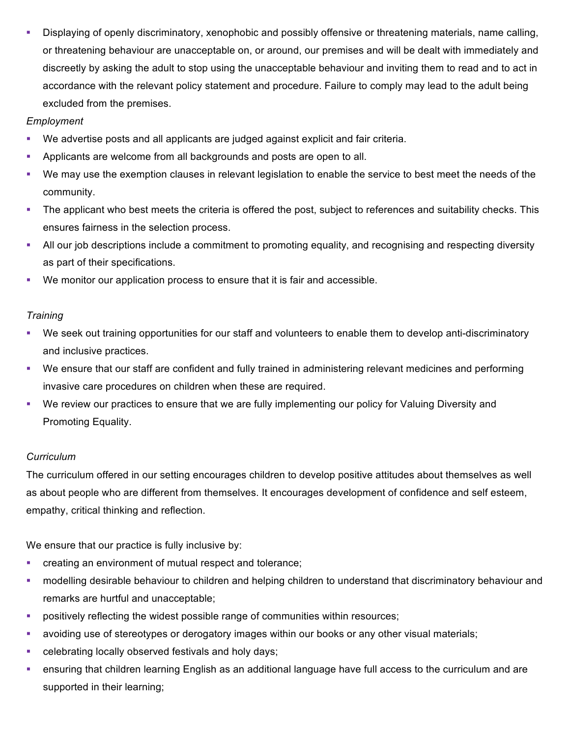- Displaying of openly discriminatory, xenophobic and possibly offensive or threatening materials, name calling, or threatening behaviour are unacceptable on, or around, our premises and will be dealt with immediately and discreetly by asking the adult to stop using the unacceptable behaviour and inviting them to read and to act in accordance with the relevant policy statement and procedure. Failure to comply may lead to the adult being excluded from the premises.

*Employment*

- We advertise posts and all applicants are judged against explicit and fair criteria.
- Applicants are welcome from all backgrounds and posts are open to all.
- We may use the exemption clauses in relevant legislation to enable the service to best meet the needs of the community.
- The applicant who best meets the criteria is offered the post, subject to references and suitability checks. This ensures fairness in the selection process.
- All our job descriptions include a commitment to promoting equality, and recognising and respecting diversity as part of their specifications.
- We monitor our application process to ensure that it is fair and accessible.

*Training*

- We seek out training opportunities for our staff and volunteers to enable them to develop anti-discriminatory and inclusive practices.
- We ensure that our staff are confident and fully trained in administering relevant medicines and performing invasive care procedures on children when these are required.
- We review our practices to ensure that we are fully implementing our policy for Valuing Diversity and Promoting Equality.

*Curriculum*

The curriculum offered in our setting encourages children to develop positive attitudes about themselves as well as about people who are different from themselves. It encourages development of confidence and self esteem, empathy, critical thinking and reflection.

We ensure that our practice is fully inclusive by:

- creating an environment of mutual respect and tolerance;
- modelling desirable behaviour to children and helping children to understand that discriminatory behaviour and remarks are hurtful and unacceptable;
- positively reflecting the widest possible range of communities within resources;
- avoiding use of stereotypes or derogatory images within our books or any other visual materials;
- celebrating locally observed festivals and holy days;
- ensuring that children learning English as an additional language have full access to the curriculum and are supported in their learning;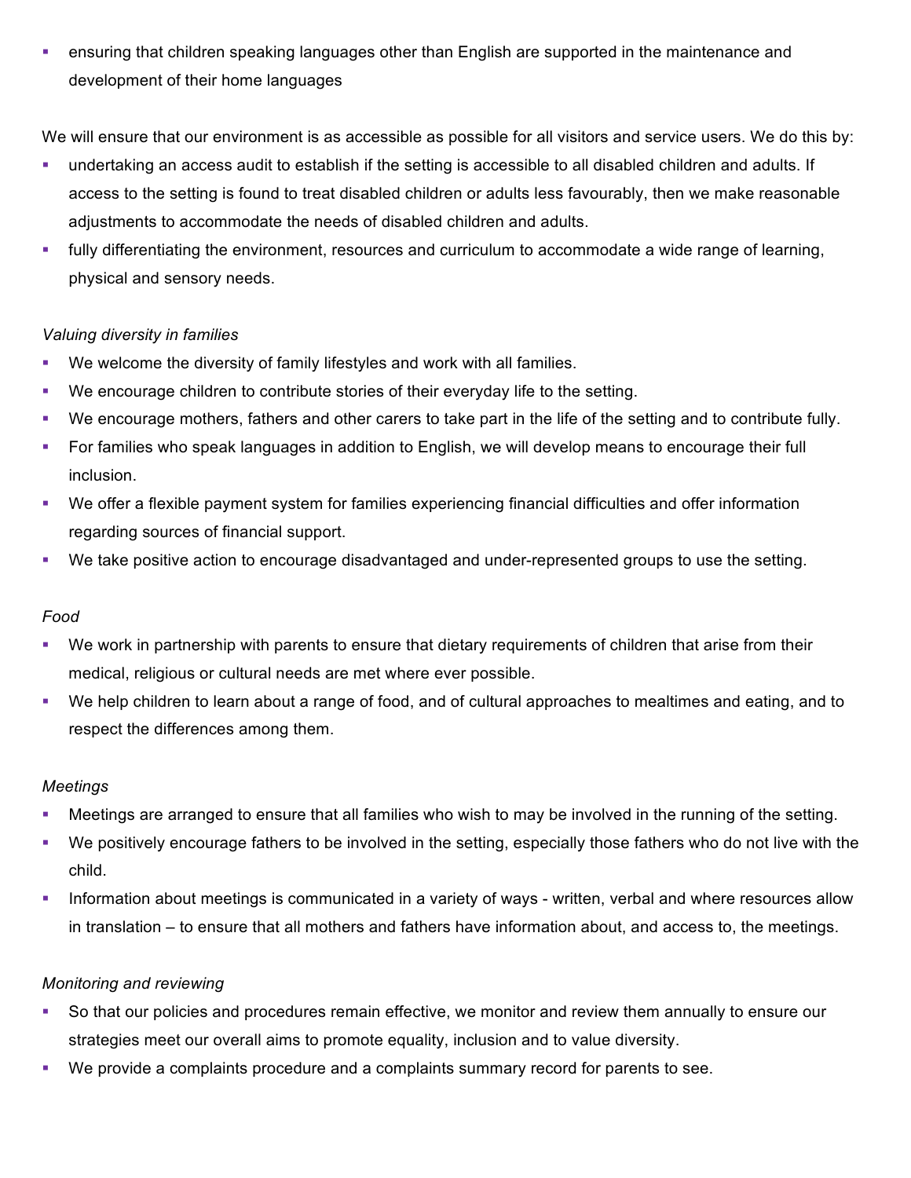- ensuring that children speaking languages other than English are supported in the maintenance and development of their home languages

We will ensure that our environment is as accessible as possible for all visitors and service users. We do this by:

- undertaking an access audit to establish if the setting is accessible to all disabled children and adults. If access to the setting is found to treat disabled children or adults less favourably, then we make reasonable adjustments to accommodate the needs of disabled children and adults.
- fully differentiating the environment, resources and curriculum to accommodate a wide range of learning, physical and sensory needs.

*Valuing diversity in families*

- We welcome the diversity of family lifestyles and work with all families.
- We encourage children to contribute stories of their everyday life to the setting.
- We encourage mothers, fathers and other carers to take part in the life of the setting and to contribute fully.
- For families who speak languages in addition to English, we will develop means to encourage their full inclusion.
- We offer a flexible payment system for families experiencing financial difficulties and offer information regarding sources of financial support.
- We take positive action to encourage disadvantaged and under-represented groups to use the setting.

*Food*

- We work in partnership with parents to ensure that dietary requirements of children that arise from their medical, religious or cultural needs are met where ever possible.
- We help children to learn about a range of food, and of cultural approaches to mealtimes and eating, and to respect the differences among them.

*Meetings*

- Meetings are arranged to ensure that all families who wish to may be involved in the running of the setting.
- We positively encourage fathers to be involved in the setting, especially those fathers who do not live with the child.
- Information about meetings is communicated in a variety of ways - written, verbal and where resources allow in translation – to ensure that all mothers and fathers have information about, and access to, the meetings.

*Monitoring and reviewing*

- So that our policies and procedures remain effective, we monitor and review them annually to ensure our strategies meet our overall aims to promote equality, inclusion and to value diversity.
- We provide a complaints procedure and a complaints summary record for parents to see.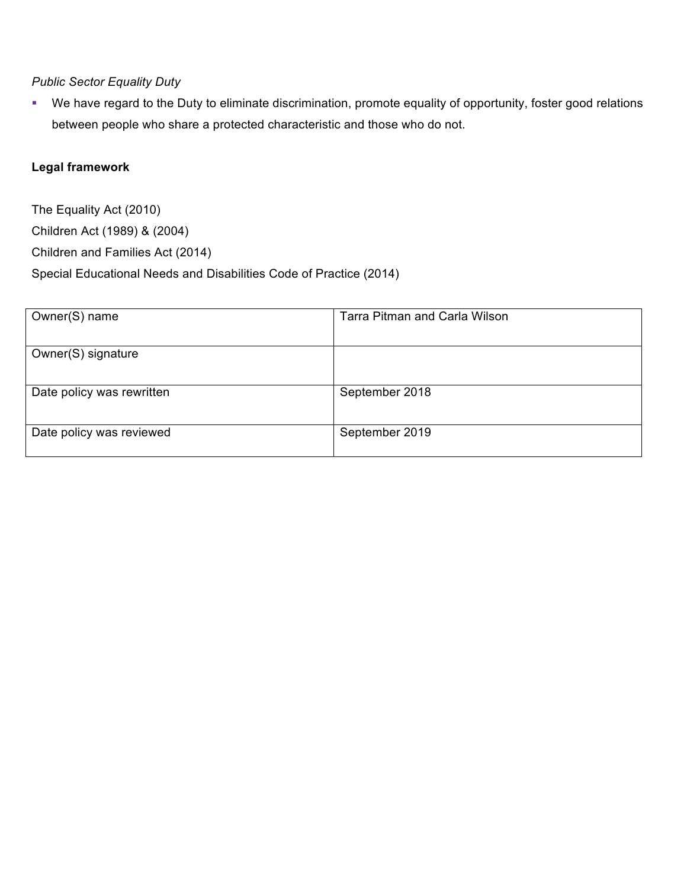*Public Sector Equality Duty*

- We have regard to the Duty to eliminate discrimination, promote equality of opportunity, foster good relations between people who share a protected characteristic and those who do not.

**Legal framework**

The Equality Act (2010)
Children Act (1989) & (2004)
Children and Families Act (2014)
Special Educational Needs and Disabilities Code of Practice (2014)

| | |
|---|---|
| Owner(S) name | Tarra Pitman and Carla Wilson |
| Owner(S) signature | |
| Date policy was rewritten | September 2018 |
| Date policy was reviewed | September 2019 |